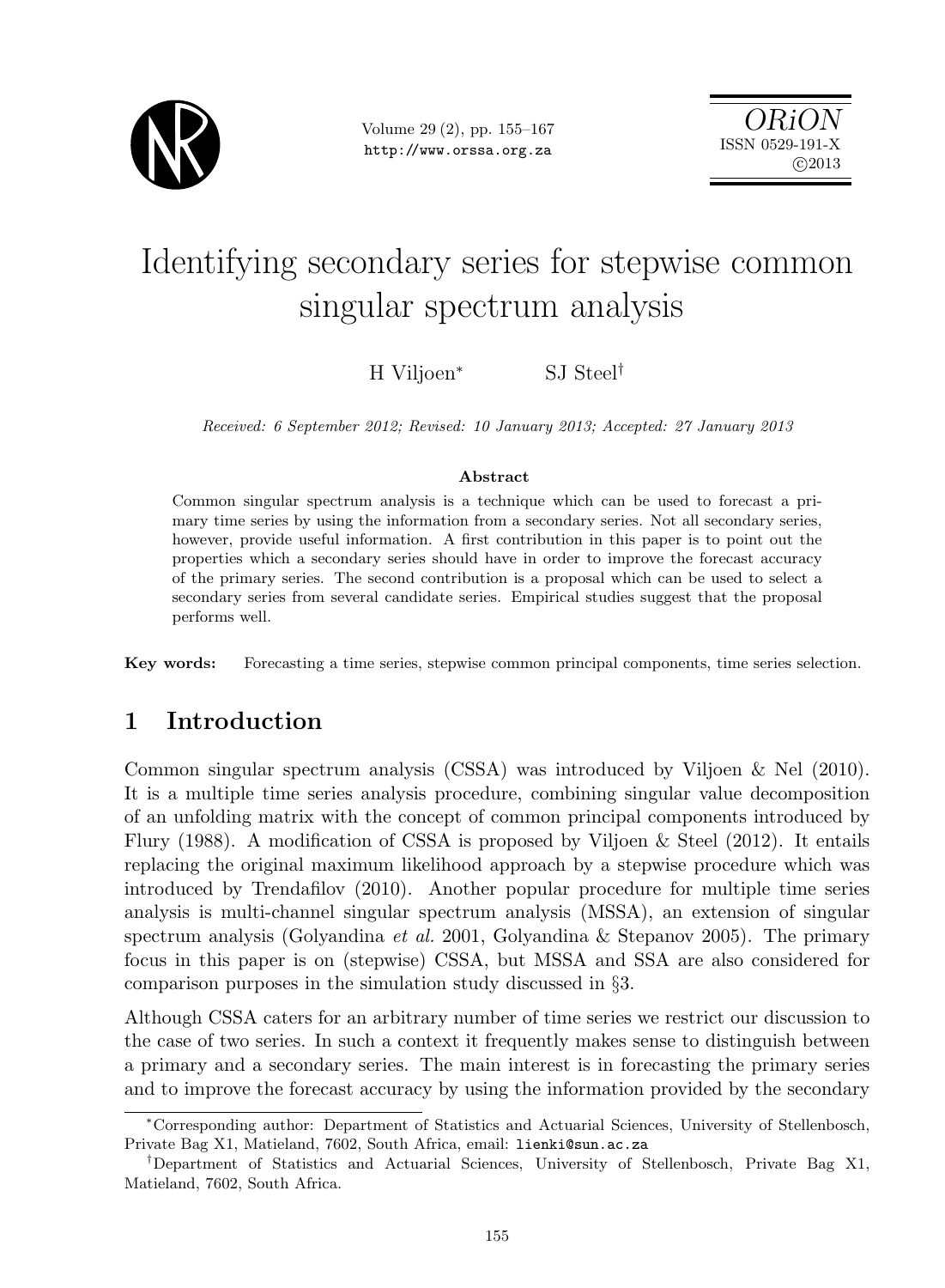# Identifying secondary series for stepwise common singular spectrum analysis

H Viljoen[*] SJ Steel[†]

*Received: 6 September 2012; Revised: 10 January 2013; Accepted: 27 January 2013*

### Abstract

Common singular spectrum analysis is a technique which can be used to forecast a primary time series by using the information from a secondary series. Not all secondary series, however, provide useful information. A first contribution in this paper is to point out the properties which a secondary series should have in order to improve the forecast accuracy of the primary series. The second contribution is a proposal which can be used to select a secondary series from several candidate series. Empirical studies suggest that the proposal performs well.

**Key words:** Forecasting a time series, stepwise common principal components, time series selection.

## 1 Introduction

Common singular spectrum analysis (CSSA) was introduced by Viljoen & Nel (2010). It is a multiple time series analysis procedure, combining singular value decomposition of an unfolding matrix with the concept of common principal components introduced by Flury (1988). A modification of CSSA is proposed by Viljoen & Steel (2012). It entails replacing the original maximum likelihood approach by a stepwise procedure which was introduced by Trendafilov (2010). Another popular procedure for multiple time series analysis is multi-channel singular spectrum analysis (MSSA), an extension of singular spectrum analysis (Golyandina *et al.* 2001, Golyandina & Stepanov 2005). The primary focus in this paper is on (stepwise) CSSA, but MSSA and SSA are also considered for comparison purposes in the simulation study discussed in §3.

Although CSSA caters for an arbitrary number of time series we restrict our discussion to the case of two series. In such a context it frequently makes sense to distinguish between a primary and a secondary series. The main interest is in forecasting the primary series and to improve the forecast accuracy by using the information provided by the secondary

---

[*] Corresponding author: Department of Statistics and Actuarial Sciences, University of Stellenbosch, Private Bag X1, Matieland, 7602, South Africa, email: lienki@sun.ac.za

[†] Department of Statistics and Actuarial Sciences, University of Stellenbosch, Private Bag X1, Matieland, 7602, South Africa.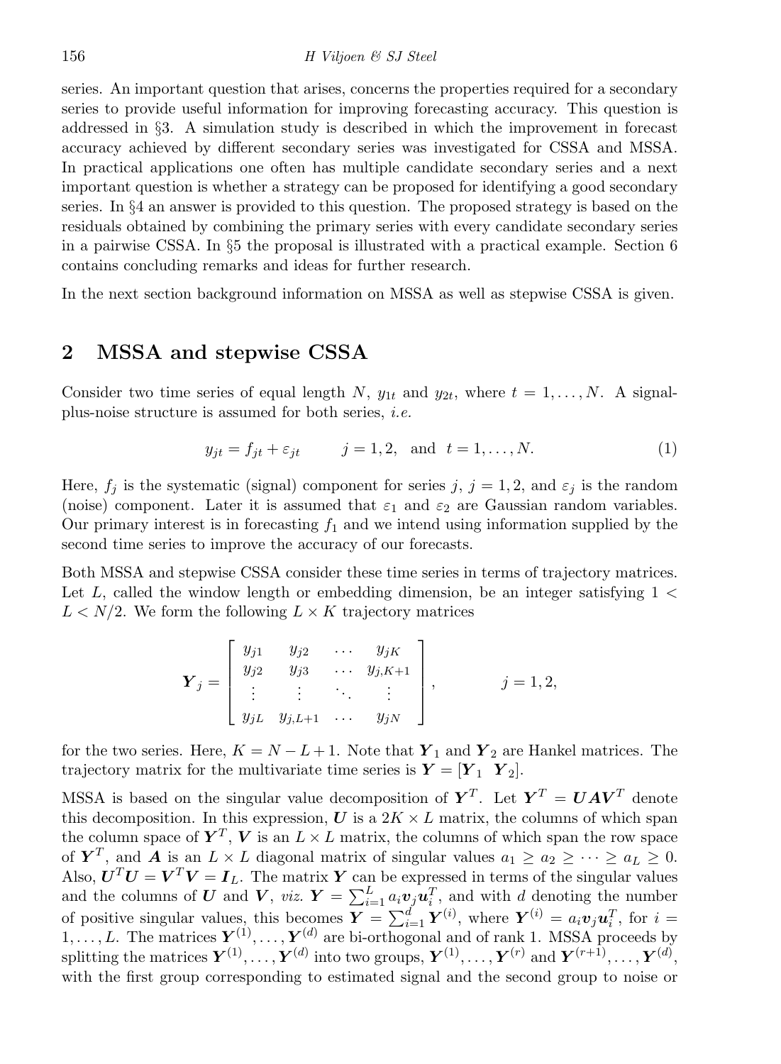series. An important question that arises, concerns the properties required for a secondary series to provide useful information for improving forecasting accuracy. This question is addressed in §3. A simulation study is described in which the improvement in forecast accuracy achieved by different secondary series was investigated for CSSA and MSSA. In practical applications one often has multiple candidate secondary series and a next important question is whether a strategy can be proposed for identifying a good secondary series. In §4 an answer is provided to this question. The proposed strategy is based on the residuals obtained by combining the primary series with every candidate secondary series in a pairwise CSSA. In §5 the proposal is illustrated with a practical example. Section 6 contains concluding remarks and ideas for further research.

In the next section background information on MSSA as well as stepwise CSSA is given.

## 2 MSSA and stepwise CSSA

Consider two time series of equal length $N$, $y_{1t}$ and $y_{2t}$, where $t = 1, \ldots, N$. A signal-plus-noise structure is assumed for both series, *i.e.*

$$y_{jt} = f_{jt} + \varepsilon_{jt} \qquad j = 1, 2, \quad \text{and} \quad t = 1, \ldots, N. \tag{1}$$

Here, $f_j$ is the systematic (signal) component for series $j$, $j = 1, 2$, and $\varepsilon_j$ is the random (noise) component. Later it is assumed that $\varepsilon_1$ and $\varepsilon_2$ are Gaussian random variables. Our primary interest is in forecasting $f_1$ and we intend using information supplied by the second time series to improve the accuracy of our forecasts.

Both MSSA and stepwise CSSA consider these time series in terms of trajectory matrices. Let $L$, called the window length or embedding dimension, be an integer satisfying $1 < L < N/2$. We form the following $L \times K$ trajectory matrices

$$\boldsymbol{Y}_j = \begin{bmatrix} y_{j1} & y_{j2} & \cdots & y_{jK} \\ y_{j2} & y_{j3} & \cdots & y_{j,K+1} \\ \vdots & \vdots & \ddots & \vdots \\ y_{jL} & y_{j,L+1} & \cdots & y_{jN} \end{bmatrix}, \qquad j = 1, 2,$$

for the two series. Here, $K = N - L + 1$. Note that $\boldsymbol{Y}_1$ and $\boldsymbol{Y}_2$ are Hankel matrices. The trajectory matrix for the multivariate time series is $\boldsymbol{Y} = [\boldsymbol{Y}_1 \ \ \boldsymbol{Y}_2]$.

MSSA is based on the singular value decomposition of $\boldsymbol{Y}^T$. Let $\boldsymbol{Y}^T = \boldsymbol{U}\boldsymbol{A}\boldsymbol{V}^T$ denote this decomposition. In this expression, $\boldsymbol{U}$ is a $2K \times L$ matrix, the columns of which span the column space of $\boldsymbol{Y}^T$, $\boldsymbol{V}$ is an $L \times L$ matrix, the columns of which span the row space of $\boldsymbol{Y}^T$, and $\boldsymbol{A}$ is an $L \times L$ diagonal matrix of singular values $a_1 \geq a_2 \geq \cdots \geq a_L \geq 0$. Also, $\boldsymbol{U}^T\boldsymbol{U} = \boldsymbol{V}^T\boldsymbol{V} = \boldsymbol{I}_L$. The matrix $\boldsymbol{Y}$ can be expressed in terms of the singular values and the columns of $\boldsymbol{U}$ and $\boldsymbol{V}$, *viz.* $\boldsymbol{Y} = \sum_{i=1}^{L} a_i \boldsymbol{v}_j \boldsymbol{u}_i^T$, and with $d$ denoting the number of positive singular values, this becomes $\boldsymbol{Y} = \sum_{i=1}^{d} \boldsymbol{Y}^{(i)}$, where $\boldsymbol{Y}^{(i)} = a_i \boldsymbol{v}_j \boldsymbol{u}_i^T$, for $i = 1, \ldots, L$. The matrices $\boldsymbol{Y}^{(1)}, \ldots, \boldsymbol{Y}^{(d)}$ are bi-orthogonal and of rank 1. MSSA proceeds by splitting the matrices $\boldsymbol{Y}^{(1)}, \ldots, \boldsymbol{Y}^{(d)}$ into two groups, $\boldsymbol{Y}^{(1)}, \ldots, \boldsymbol{Y}^{(r)}$ and $\boldsymbol{Y}^{(r+1)}, \ldots, \boldsymbol{Y}^{(d)}$, with the first group corresponding to estimated signal and the second group to noise or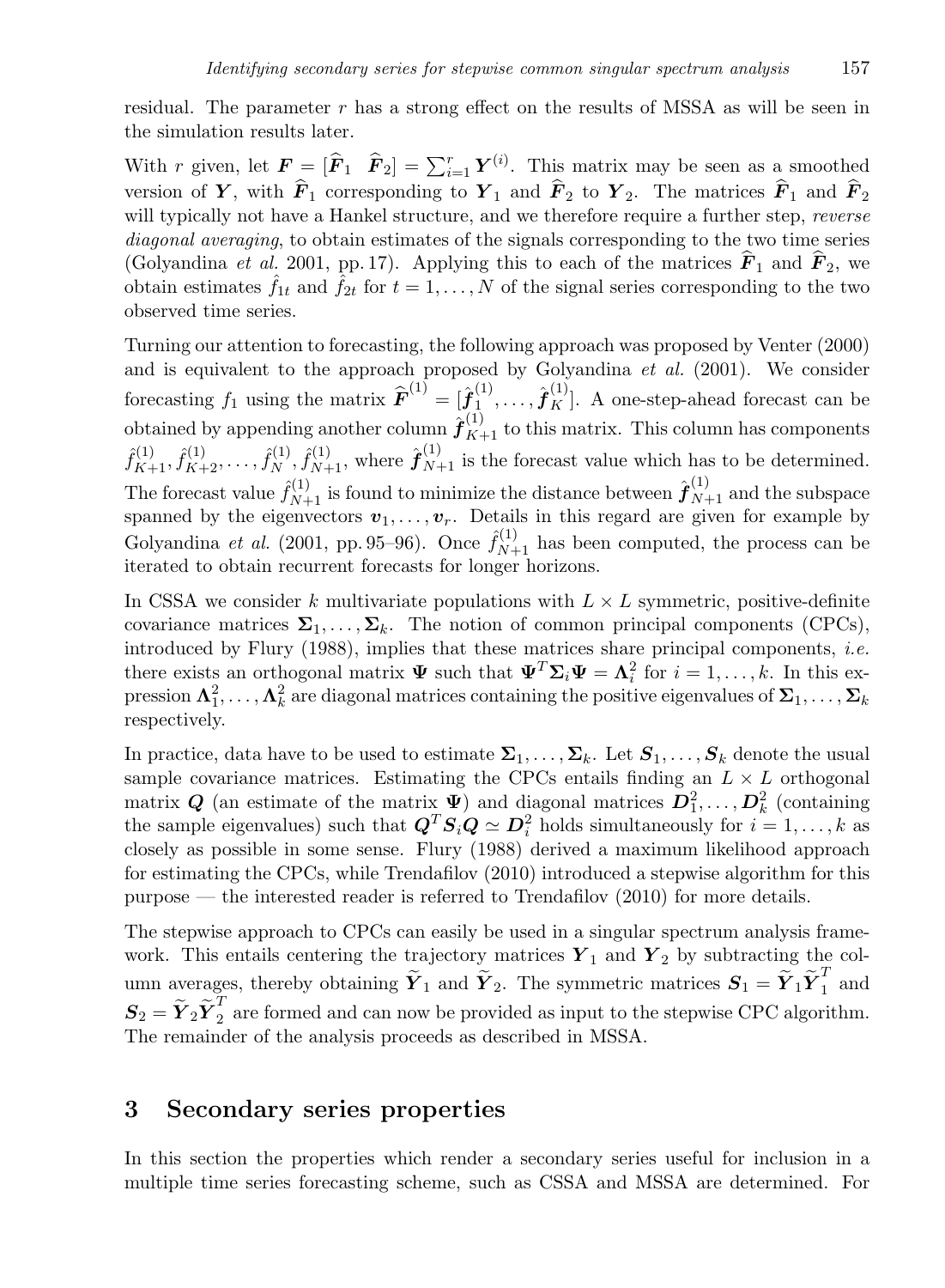residual. The parameter $r$ has a strong effect on the results of MSSA as will be seen in the simulation results later.

With $r$ given, let $\boldsymbol{F} = [\widehat{\boldsymbol{F}}_1 \;\; \widehat{\boldsymbol{F}}_2] = \sum_{i=1}^{r} \boldsymbol{Y}^{(i)}$. This matrix may be seen as a smoothed version of $\boldsymbol{Y}$, with $\widehat{\boldsymbol{F}}_1$ corresponding to $\boldsymbol{Y}_1$ and $\widehat{\boldsymbol{F}}_2$ to $\boldsymbol{Y}_2$. The matrices $\widehat{\boldsymbol{F}}_1$ and $\widehat{\boldsymbol{F}}_2$ will typically not have a Hankel structure, and we therefore require a further step, *reverse diagonal averaging*, to obtain estimates of the signals corresponding to the two time series (Golyandina *et al.* 2001, pp. 17). Applying this to each of the matrices $\widehat{\boldsymbol{F}}_1$ and $\widehat{\boldsymbol{F}}_2$, we obtain estimates $\hat{f}_{1t}$ and $\hat{f}_{2t}$ for $t = 1, \ldots, N$ of the signal series corresponding to the two observed time series.

Turning our attention to forecasting, the following approach was proposed by Venter (2000) and is equivalent to the approach proposed by Golyandina *et al.* (2001). We consider forecasting $f_1$ using the matrix $\widehat{\boldsymbol{F}}^{(1)} = [\hat{\boldsymbol{f}}_1^{(1)}, \ldots, \hat{\boldsymbol{f}}_K^{(1)}]$. A one-step-ahead forecast can be obtained by appending another column $\hat{\boldsymbol{f}}_{K+1}^{(1)}$ to this matrix. This column has components $\hat{f}_{K+1}^{(1)}, \hat{f}_{K+2}^{(1)}, \ldots, \hat{f}_N^{(1)}, \hat{f}_{N+1}^{(1)}$, where $\hat{\boldsymbol{f}}_{N+1}^{(1)}$ is the forecast value which has to be determined. The forecast value $\hat{f}_{N+1}^{(1)}$ is found to minimize the distance between $\hat{\boldsymbol{f}}_{N+1}^{(1)}$ and the subspace spanned by the eigenvectors $\boldsymbol{v}_1, \ldots, \boldsymbol{v}_r$. Details in this regard are given for example by Golyandina *et al.* (2001, pp. 95–96). Once $\hat{f}_{N+1}^{(1)}$ has been computed, the process can be iterated to obtain recurrent forecasts for longer horizons.

In CSSA we consider $k$ multivariate populations with $L \times L$ symmetric, positive-definite covariance matrices $\boldsymbol{\Sigma}_1, \ldots, \boldsymbol{\Sigma}_k$. The notion of common principal components (CPCs), introduced by Flury (1988), implies that these matrices share principal components, *i.e.* there exists an orthogonal matrix $\boldsymbol{\Psi}$ such that $\boldsymbol{\Psi}^T \boldsymbol{\Sigma}_i \boldsymbol{\Psi} = \boldsymbol{\Lambda}_i^2$ for $i = 1, \ldots, k$. In this expression $\boldsymbol{\Lambda}_1^2, \ldots, \boldsymbol{\Lambda}_k^2$ are diagonal matrices containing the positive eigenvalues of $\boldsymbol{\Sigma}_1, \ldots, \boldsymbol{\Sigma}_k$ respectively.

In practice, data have to be used to estimate $\boldsymbol{\Sigma}_1, \ldots, \boldsymbol{\Sigma}_k$. Let $\boldsymbol{S}_1, \ldots, \boldsymbol{S}_k$ denote the usual sample covariance matrices. Estimating the CPCs entails finding an $L \times L$ orthogonal matrix $\boldsymbol{Q}$ (an estimate of the matrix $\boldsymbol{\Psi}$) and diagonal matrices $\boldsymbol{D}_1^2, \ldots, \boldsymbol{D}_k^2$ (containing the sample eigenvalues) such that $\boldsymbol{Q}^T \boldsymbol{S}_i \boldsymbol{Q} \simeq \boldsymbol{D}_i^2$ holds simultaneously for $i = 1, \ldots, k$ as closely as possible in some sense. Flury (1988) derived a maximum likelihood approach for estimating the CPCs, while Trendafilov (2010) introduced a stepwise algorithm for this purpose — the interested reader is referred to Trendafilov (2010) for more details.

The stepwise approach to CPCs can easily be used in a singular spectrum analysis framework. This entails centering the trajectory matrices $\boldsymbol{Y}_1$ and $\boldsymbol{Y}_2$ by subtracting the column averages, thereby obtaining $\widetilde{\boldsymbol{Y}}_1$ and $\widetilde{\boldsymbol{Y}}_2$. The symmetric matrices $\boldsymbol{S}_1 = \widetilde{\boldsymbol{Y}}_1 \widetilde{\boldsymbol{Y}}_1^T$ and $\boldsymbol{S}_2 = \widetilde{\boldsymbol{Y}}_2 \widetilde{\boldsymbol{Y}}_2^T$ are formed and can now be provided as input to the stepwise CPC algorithm. The remainder of the analysis proceeds as described in MSSA.

## 3 Secondary series properties

In this section the properties which render a secondary series useful for inclusion in a multiple time series forecasting scheme, such as CSSA and MSSA are determined. For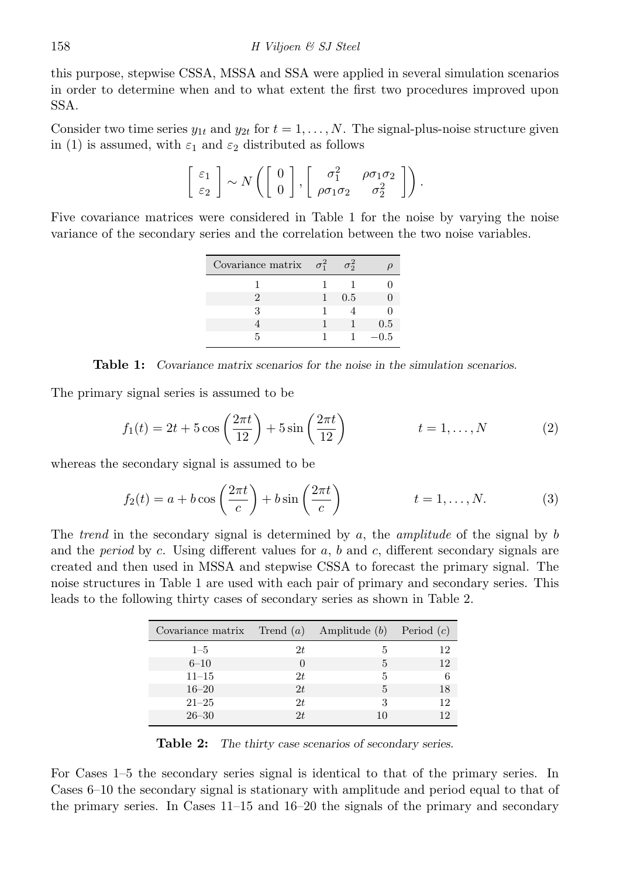this purpose, stepwise CSSA, MSSA and SSA were applied in several simulation scenarios in order to determine when and to what extent the first two procedures improved upon SSA.

Consider two time series $y_{1t}$ and $y_{2t}$ for $t = 1, \ldots, N$. The signal-plus-noise structure given in (1) is assumed, with $\varepsilon_1$ and $\varepsilon_2$ distributed as follows

$$\begin{bmatrix} \varepsilon_1 \\ \varepsilon_2 \end{bmatrix} \sim N\left( \begin{bmatrix} 0 \\ 0 \end{bmatrix}, \begin{bmatrix} \sigma_1^2 & \rho\sigma_1\sigma_2 \\ \rho\sigma_1\sigma_2 & \sigma_2^2 \end{bmatrix} \right).$$

Five covariance matrices were considered in Table 1 for the noise by varying the noise variance of the secondary series and the correlation between the two noise variables.

| Covariance matrix | $\sigma_1^2$ | $\sigma_2^2$ | $\rho$ |
|---|---|---|---|
| 1 | 1 | 1 | 0 |
| 2 | 1 | 0.5 | 0 |
| 3 | 1 | 4 | 0 |
| 4 | 1 | 1 | 0.5 |
| 5 | 1 | 1 | −0.5 |

**Table 1:** *Covariance matrix scenarios for the noise in the simulation scenarios.*

The primary signal series is assumed to be

$$f_1(t) = 2t + 5\cos\left(\frac{2\pi t}{12}\right) + 5\sin\left(\frac{2\pi t}{12}\right) \qquad t = 1, \ldots, N \tag{2}$$

whereas the secondary signal is assumed to be

$$f_2(t) = a + b\cos\left(\frac{2\pi t}{c}\right) + b\sin\left(\frac{2\pi t}{c}\right) \qquad t = 1, \ldots, N. \tag{3}$$

The *trend* in the secondary signal is determined by $a$, the *amplitude* of the signal by $b$ and the *period* by $c$. Using different values for $a$, $b$ and $c$, different secondary signals are created and then used in MSSA and stepwise CSSA to forecast the primary signal. The noise structures in Table 1 are used with each pair of primary and secondary series. This leads to the following thirty cases of secondary series as shown in Table 2.

| Covariance matrix | Trend ($a$) | Amplitude ($b$) | Period ($c$) |
|---|---|---|---|
| 1–5 | $2t$ | 5 | 12 |
| 6–10 | 0 | 5 | 12 |
| 11–15 | $2t$ | 5 | 6 |
| 16–20 | $2t$ | 5 | 18 |
| 21–25 | $2t$ | 3 | 12 |
| 26–30 | $2t$ | 10 | 12 |

**Table 2:** *The thirty case scenarios of secondary series.*

For Cases 1–5 the secondary series signal is identical to that of the primary series. In Cases 6–10 the secondary signal is stationary with amplitude and period equal to that of the primary series. In Cases 11–15 and 16–20 the signals of the primary and secondary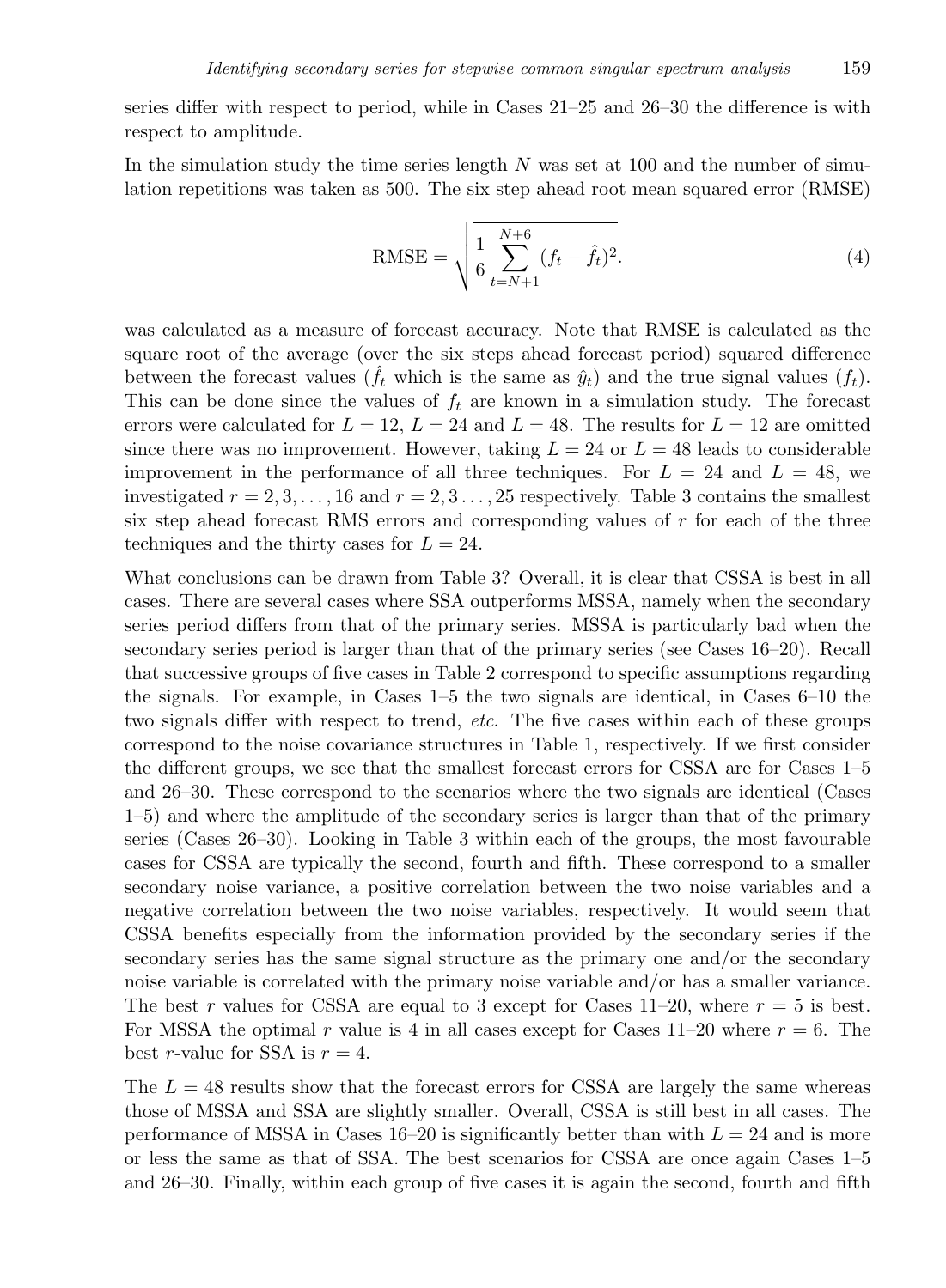series differ with respect to period, while in Cases 21–25 and 26–30 the difference is with respect to amplitude.

In the simulation study the time series length $N$ was set at 100 and the number of simulation repetitions was taken as 500. The six step ahead root mean squared error (RMSE)

$$\text{RMSE} = \sqrt{\frac{1}{6}\sum_{t=N+1}^{N+6}(f_t - \hat{f}_t)^2}. \tag{4}$$

was calculated as a measure of forecast accuracy. Note that RMSE is calculated as the square root of the average (over the six steps ahead forecast period) squared difference between the forecast values ($\hat{f}_t$ which is the same as $\hat{y}_t$) and the true signal values ($f_t$). This can be done since the values of $f_t$ are known in a simulation study. The forecast errors were calculated for $L = 12$, $L = 24$ and $L = 48$. The results for $L = 12$ are omitted since there was no improvement. However, taking $L = 24$ or $L = 48$ leads to considerable improvement in the performance of all three techniques. For $L = 24$ and $L = 48$, we investigated $r = 2, 3, \ldots, 16$ and $r = 2, 3 \ldots, 25$ respectively. Table 3 contains the smallest six step ahead forecast RMS errors and corresponding values of $r$ for each of the three techniques and the thirty cases for $L = 24$.

What conclusions can be drawn from Table 3? Overall, it is clear that CSSA is best in all cases. There are several cases where SSA outperforms MSSA, namely when the secondary series period differs from that of the primary series. MSSA is particularly bad when the secondary series period is larger than that of the primary series (see Cases 16–20). Recall that successive groups of five cases in Table 2 correspond to specific assumptions regarding the signals. For example, in Cases 1–5 the two signals are identical, in Cases 6–10 the two signals differ with respect to trend, *etc.* The five cases within each of these groups correspond to the noise covariance structures in Table 1, respectively. If we first consider the different groups, we see that the smallest forecast errors for CSSA are for Cases 1–5 and 26–30. These correspond to the scenarios where the two signals are identical (Cases 1–5) and where the amplitude of the secondary series is larger than that of the primary series (Cases 26–30). Looking in Table 3 within each of the groups, the most favourable cases for CSSA are typically the second, fourth and fifth. These correspond to a smaller secondary noise variance, a positive correlation between the two noise variables and a negative correlation between the two noise variables, respectively. It would seem that CSSA benefits especially from the information provided by the secondary series if the secondary series has the same signal structure as the primary one and/or the secondary noise variable is correlated with the primary noise variable and/or has a smaller variance. The best $r$ values for CSSA are equal to 3 except for Cases 11–20, where $r = 5$ is best. For MSSA the optimal $r$ value is 4 in all cases except for Cases 11–20 where $r = 6$. The best $r$-value for SSA is $r = 4$.

The $L = 48$ results show that the forecast errors for CSSA are largely the same whereas those of MSSA and SSA are slightly smaller. Overall, CSSA is still best in all cases. The performance of MSSA in Cases 16–20 is significantly better than with $L = 24$ and is more or less the same as that of SSA. The best scenarios for CSSA are once again Cases 1–5 and 26–30. Finally, within each group of five cases it is again the second, fourth and fifth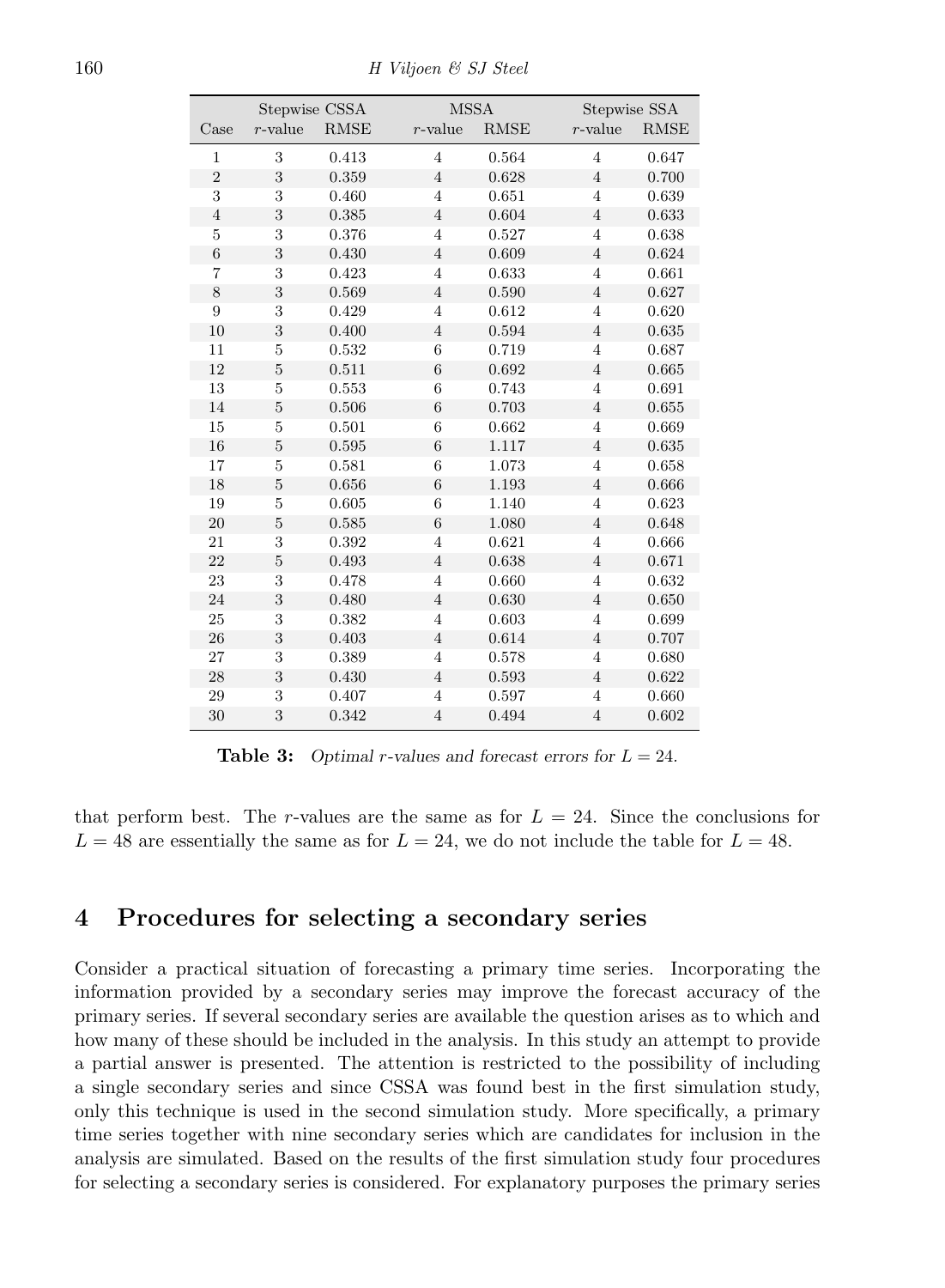| Case | Stepwise CSSA | | MSSA | | Stepwise SSA | |
|---|---|---|---|---|---|---|
| | $r$-value | RMSE | $r$-value | RMSE | $r$-value | RMSE |
| 1 | 3 | 0.413 | 4 | 0.564 | 4 | 0.647 |
| 2 | 3 | 0.359 | 4 | 0.628 | 4 | 0.700 |
| 3 | 3 | 0.460 | 4 | 0.651 | 4 | 0.639 |
| 4 | 3 | 0.385 | 4 | 0.604 | 4 | 0.633 |
| 5 | 3 | 0.376 | 4 | 0.527 | 4 | 0.638 |
| 6 | 3 | 0.430 | 4 | 0.609 | 4 | 0.624 |
| 7 | 3 | 0.423 | 4 | 0.633 | 4 | 0.661 |
| 8 | 3 | 0.569 | 4 | 0.590 | 4 | 0.627 |
| 9 | 3 | 0.429 | 4 | 0.612 | 4 | 0.620 |
| 10 | 3 | 0.400 | 4 | 0.594 | 4 | 0.635 |
| 11 | 5 | 0.532 | 6 | 0.719 | 4 | 0.687 |
| 12 | 5 | 0.511 | 6 | 0.692 | 4 | 0.665 |
| 13 | 5 | 0.553 | 6 | 0.743 | 4 | 0.691 |
| 14 | 5 | 0.506 | 6 | 0.703 | 4 | 0.655 |
| 15 | 5 | 0.501 | 6 | 0.662 | 4 | 0.669 |
| 16 | 5 | 0.595 | 6 | 1.117 | 4 | 0.635 |
| 17 | 5 | 0.581 | 6 | 1.073 | 4 | 0.658 |
| 18 | 5 | 0.656 | 6 | 1.193 | 4 | 0.666 |
| 19 | 5 | 0.605 | 6 | 1.140 | 4 | 0.623 |
| 20 | 5 | 0.585 | 6 | 1.080 | 4 | 0.648 |
| 21 | 3 | 0.392 | 4 | 0.621 | 4 | 0.666 |
| 22 | 5 | 0.493 | 4 | 0.638 | 4 | 0.671 |
| 23 | 3 | 0.478 | 4 | 0.660 | 4 | 0.632 |
| 24 | 3 | 0.480 | 4 | 0.630 | 4 | 0.650 |
| 25 | 3 | 0.382 | 4 | 0.603 | 4 | 0.699 |
| 26 | 3 | 0.403 | 4 | 0.614 | 4 | 0.707 |
| 27 | 3 | 0.389 | 4 | 0.578 | 4 | 0.680 |
| 28 | 3 | 0.430 | 4 | 0.593 | 4 | 0.622 |
| 29 | 3 | 0.407 | 4 | 0.597 | 4 | 0.660 |
| 30 | 3 | 0.342 | 4 | 0.494 | 4 | 0.602 |

**Table 3:** *Optimal $r$-values and forecast errors for $L = 24$.*

that perform best. The $r$-values are the same as for $L = 24$. Since the conclusions for $L = 48$ are essentially the same as for $L = 24$, we do not include the table for $L = 48$.

## 4 Procedures for selecting a secondary series

Consider a practical situation of forecasting a primary time series. Incorporating the information provided by a secondary series may improve the forecast accuracy of the primary series. If several secondary series are available the question arises as to which and how many of these should be included in the analysis. In this study an attempt to provide a partial answer is presented. The attention is restricted to the possibility of including a single secondary series and since CSSA was found best in the first simulation study, only this technique is used in the second simulation study. More specifically, a primary time series together with nine secondary series which are candidates for inclusion in the analysis are simulated. Based on the results of the first simulation study four procedures for selecting a secondary series is considered. For explanatory purposes the primary series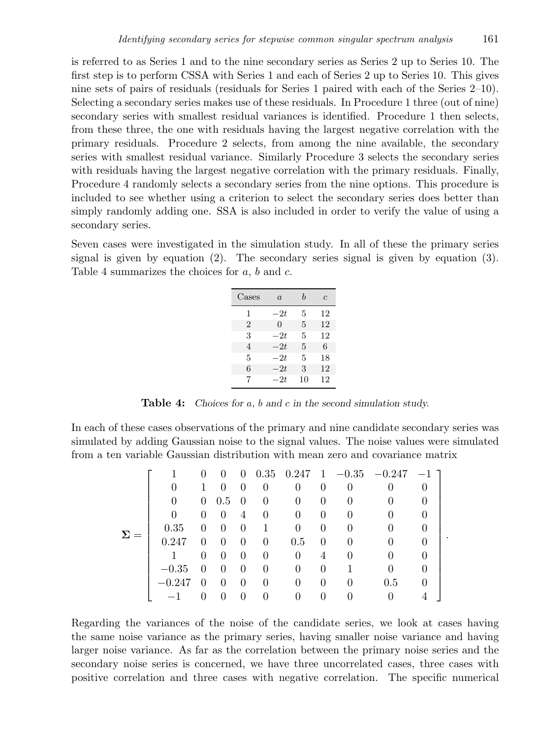is referred to as Series 1 and to the nine secondary series as Series 2 up to Series 10. The first step is to perform CSSA with Series 1 and each of Series 2 up to Series 10. This gives nine sets of pairs of residuals (residuals for Series 1 paired with each of the Series 2–10). Selecting a secondary series makes use of these residuals. In Procedure 1 three (out of nine) secondary series with smallest residual variances is identified. Procedure 1 then selects, from these three, the one with residuals having the largest negative correlation with the primary residuals. Procedure 2 selects, from among the nine available, the secondary series with smallest residual variance. Similarly Procedure 3 selects the secondary series with residuals having the largest negative correlation with the primary residuals. Finally, Procedure 4 randomly selects a secondary series from the nine options. This procedure is included to see whether using a criterion to select the secondary series does better than simply randomly adding one. SSA is also included in order to verify the value of using a secondary series.

Seven cases were investigated in the simulation study. In all of these the primary series signal is given by equation (2). The secondary series signal is given by equation (3). Table 4 summarizes the choices for $a$, $b$ and $c$.

| Cases | $a$ | $b$ | $c$ |
|---|---|---|---|
| 1 | $-2t$ | 5 | 12 |
| 2 | 0 | 5 | 12 |
| 3 | $-2t$ | 5 | 12 |
| 4 | $-2t$ | 5 | 6 |
| 5 | $-2t$ | 5 | 18 |
| 6 | $-2t$ | 3 | 12 |
| 7 | $-2t$ | 10 | 12 |

**Table 4:** *Choices for $a$, $b$ and $c$ in the second simulation study.*

In each of these cases observations of the primary and nine candidate secondary series was simulated by adding Gaussian noise to the signal values. The noise values were simulated from a ten variable Gaussian distribution with mean zero and covariance matrix

$$
\boldsymbol{\Sigma} = \begin{bmatrix}
1 & 0 & 0 & 0 & 0.35 & 0.247 & 1 & -0.35 & -0.247 & -1 \\
0 & 1 & 0 & 0 & 0 & 0 & 0 & 0 & 0 & 0 \\
0 & 0 & 0.5 & 0 & 0 & 0 & 0 & 0 & 0 & 0 \\
0 & 0 & 0 & 4 & 0 & 0 & 0 & 0 & 0 & 0 \\
0.35 & 0 & 0 & 0 & 1 & 0 & 0 & 0 & 0 & 0 \\
0.247 & 0 & 0 & 0 & 0 & 0.5 & 0 & 0 & 0 & 0 \\
1 & 0 & 0 & 0 & 0 & 0 & 4 & 0 & 0 & 0 \\
-0.35 & 0 & 0 & 0 & 0 & 0 & 0 & 1 & 0 & 0 \\
-0.247 & 0 & 0 & 0 & 0 & 0 & 0 & 0 & 0.5 & 0 \\
-1 & 0 & 0 & 0 & 0 & 0 & 0 & 0 & 0 & 4
\end{bmatrix}.
$$

Regarding the variances of the noise of the candidate series, we look at cases having the same noise variance as the primary series, having smaller noise variance and having larger noise variance. As far as the correlation between the primary noise series and the secondary noise series is concerned, we have three uncorrelated cases, three cases with positive correlation and three cases with negative correlation. The specific numerical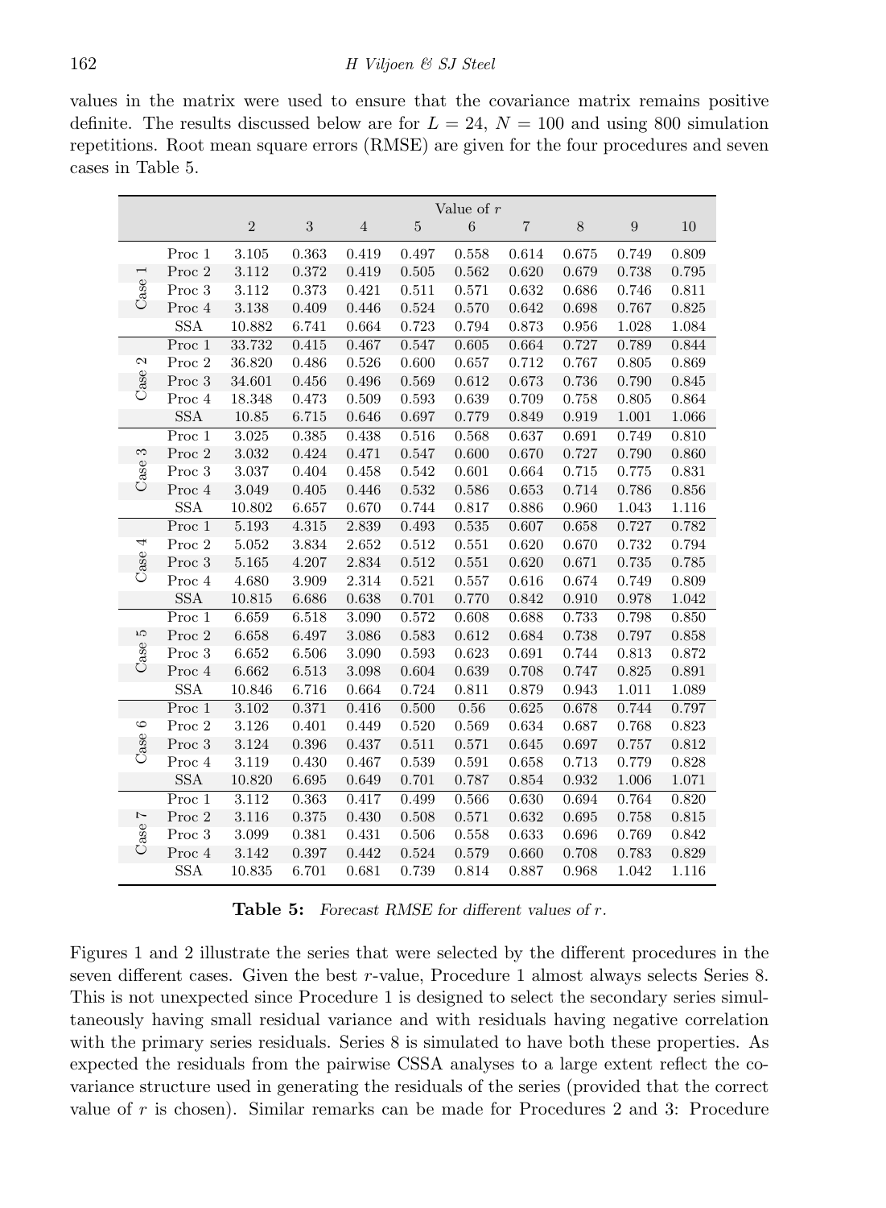values in the matrix were used to ensure that the covariance matrix remains positive definite. The results discussed below are for $L = 24$, $N = 100$ and using 800 simulation repetitions. Root mean square errors (RMSE) are given for the four procedures and seven cases in Table 5.

| | | Value of $r$ | | | | | | | | |
|---|---|---|---|---|---|---|---|---|---|---|
| | | 2 | 3 | 4 | 5 | 6 | 7 | 8 | 9 | 10 |
| Case 1 | Proc 1 | 3.105 | 0.363 | 0.419 | 0.497 | 0.558 | 0.614 | 0.675 | 0.749 | 0.809 |
| | Proc 2 | 3.112 | 0.372 | 0.419 | 0.505 | 0.562 | 0.620 | 0.679 | 0.738 | 0.795 |
| | Proc 3 | 3.112 | 0.373 | 0.421 | 0.511 | 0.571 | 0.632 | 0.686 | 0.746 | 0.811 |
| | Proc 4 | 3.138 | 0.409 | 0.446 | 0.524 | 0.570 | 0.642 | 0.698 | 0.767 | 0.825 |
| | SSA | 10.882 | 6.741 | 0.664 | 0.723 | 0.794 | 0.873 | 0.956 | 1.028 | 1.084 |
| Case 2 | Proc 1 | 33.732 | 0.415 | 0.467 | 0.547 | 0.605 | 0.664 | 0.727 | 0.789 | 0.844 |
| | Proc 2 | 36.820 | 0.486 | 0.526 | 0.600 | 0.657 | 0.712 | 0.767 | 0.805 | 0.869 |
| | Proc 3 | 34.601 | 0.456 | 0.496 | 0.569 | 0.612 | 0.673 | 0.736 | 0.790 | 0.845 |
| | Proc 4 | 18.348 | 0.473 | 0.509 | 0.593 | 0.639 | 0.709 | 0.758 | 0.805 | 0.864 |
| | SSA | 10.85 | 6.715 | 0.646 | 0.697 | 0.779 | 0.849 | 0.919 | 1.001 | 1.066 |
| Case 3 | Proc 1 | 3.025 | 0.385 | 0.438 | 0.516 | 0.568 | 0.637 | 0.691 | 0.749 | 0.810 |
| | Proc 2 | 3.032 | 0.424 | 0.471 | 0.547 | 0.600 | 0.670 | 0.727 | 0.790 | 0.860 |
| | Proc 3 | 3.037 | 0.404 | 0.458 | 0.542 | 0.601 | 0.664 | 0.715 | 0.775 | 0.831 |
| | Proc 4 | 3.049 | 0.405 | 0.446 | 0.532 | 0.586 | 0.653 | 0.714 | 0.786 | 0.856 |
| | SSA | 10.802 | 6.657 | 0.670 | 0.744 | 0.817 | 0.886 | 0.960 | 1.043 | 1.116 |
| Case 4 | Proc 1 | 5.193 | 4.315 | 2.839 | 0.493 | 0.535 | 0.607 | 0.658 | 0.727 | 0.782 |
| | Proc 2 | 5.052 | 3.834 | 2.652 | 0.512 | 0.551 | 0.620 | 0.670 | 0.732 | 0.794 |
| | Proc 3 | 5.165 | 4.207 | 2.834 | 0.512 | 0.551 | 0.620 | 0.671 | 0.735 | 0.785 |
| | Proc 4 | 4.680 | 3.909 | 2.314 | 0.521 | 0.557 | 0.616 | 0.674 | 0.749 | 0.809 |
| | SSA | 10.815 | 6.686 | 0.638 | 0.701 | 0.770 | 0.842 | 0.910 | 0.978 | 1.042 |
| Case 5 | Proc 1 | 6.659 | 6.518 | 3.090 | 0.572 | 0.608 | 0.688 | 0.733 | 0.798 | 0.850 |
| | Proc 2 | 6.658 | 6.497 | 3.086 | 0.583 | 0.612 | 0.684 | 0.738 | 0.797 | 0.858 |
| | Proc 3 | 6.652 | 6.506 | 3.090 | 0.593 | 0.623 | 0.691 | 0.744 | 0.813 | 0.872 |
| | Proc 4 | 6.662 | 6.513 | 3.098 | 0.604 | 0.639 | 0.708 | 0.747 | 0.825 | 0.891 |
| | SSA | 10.846 | 6.716 | 0.664 | 0.724 | 0.811 | 0.879 | 0.943 | 1.011 | 1.089 |
| Case 6 | Proc 1 | 3.102 | 0.371 | 0.416 | 0.500 | 0.56 | 0.625 | 0.678 | 0.744 | 0.797 |
| | Proc 2 | 3.126 | 0.401 | 0.449 | 0.520 | 0.569 | 0.634 | 0.687 | 0.768 | 0.823 |
| | Proc 3 | 3.124 | 0.396 | 0.437 | 0.511 | 0.571 | 0.645 | 0.697 | 0.757 | 0.812 |
| | Proc 4 | 3.119 | 0.430 | 0.467 | 0.539 | 0.591 | 0.658 | 0.713 | 0.779 | 0.828 |
| | SSA | 10.820 | 6.695 | 0.649 | 0.701 | 0.787 | 0.854 | 0.932 | 1.006 | 1.071 |
| Case 7 | Proc 1 | 3.112 | 0.363 | 0.417 | 0.499 | 0.566 | 0.630 | 0.694 | 0.764 | 0.820 |
| | Proc 2 | 3.116 | 0.375 | 0.430 | 0.508 | 0.571 | 0.632 | 0.695 | 0.758 | 0.815 |
| | Proc 3 | 3.099 | 0.381 | 0.431 | 0.506 | 0.558 | 0.633 | 0.696 | 0.769 | 0.842 |
| | Proc 4 | 3.142 | 0.397 | 0.442 | 0.524 | 0.579 | 0.660 | 0.708 | 0.783 | 0.829 |
| | SSA | 10.835 | 6.701 | 0.681 | 0.739 | 0.814 | 0.887 | 0.968 | 1.042 | 1.116 |

**Table 5:** *Forecast RMSE for different values of $r$.*

Figures 1 and 2 illustrate the series that were selected by the different procedures in the seven different cases. Given the best $r$-value, Procedure 1 almost always selects Series 8. This is not unexpected since Procedure 1 is designed to select the secondary series simultaneously having small residual variance and with residuals having negative correlation with the primary series residuals. Series 8 is simulated to have both these properties. As expected the residuals from the pairwise CSSA analyses to a large extent reflect the covariance structure used in generating the residuals of the series (provided that the correct value of $r$ is chosen). Similar remarks can be made for Procedures 2 and 3: Procedure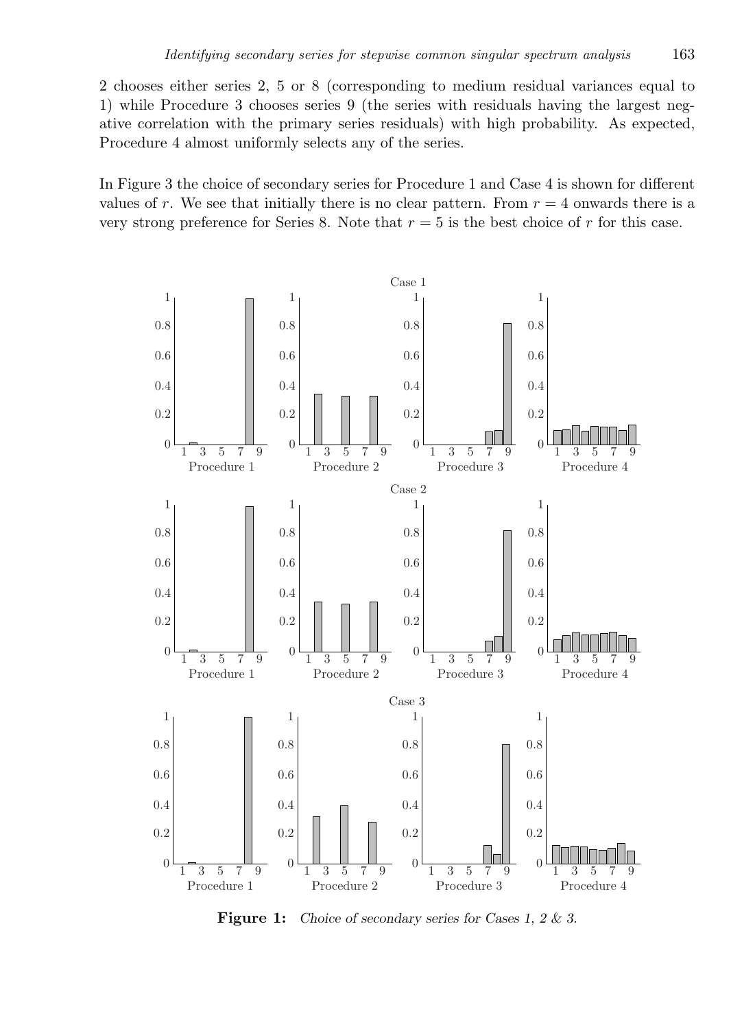2 chooses either series 2, 5 or 8 (corresponding to medium residual variances equal to 1) while Procedure 3 chooses series 9 (the series with residuals having the largest negative correlation with the primary series residuals) with high probability. As expected, Procedure 4 almost uniformly selects any of the series.

In Figure 3 the choice of secondary series for Procedure 1 and Case 4 is shown for different values of $r$. We see that initially there is no clear pattern. From $r = 4$ onwards there is a very strong preference for Series 8. Note that $r = 5$ is the best choice of $r$ for this case.

**Figure 1:** *Choice of secondary series for Cases 1, 2 & 3.*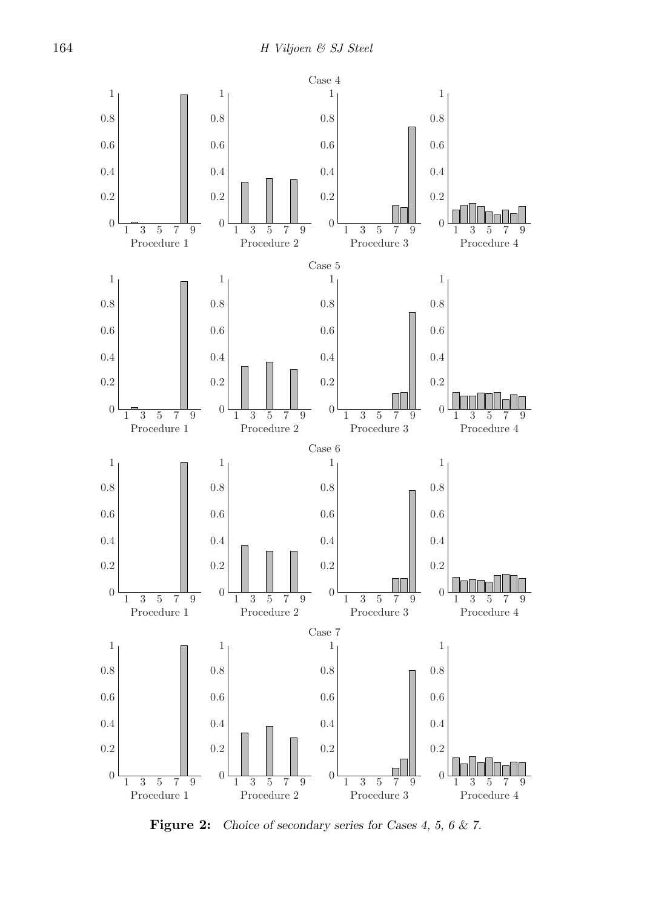**Figure 2:** *Choice of secondary series for Cases 4, 5, 6 & 7.*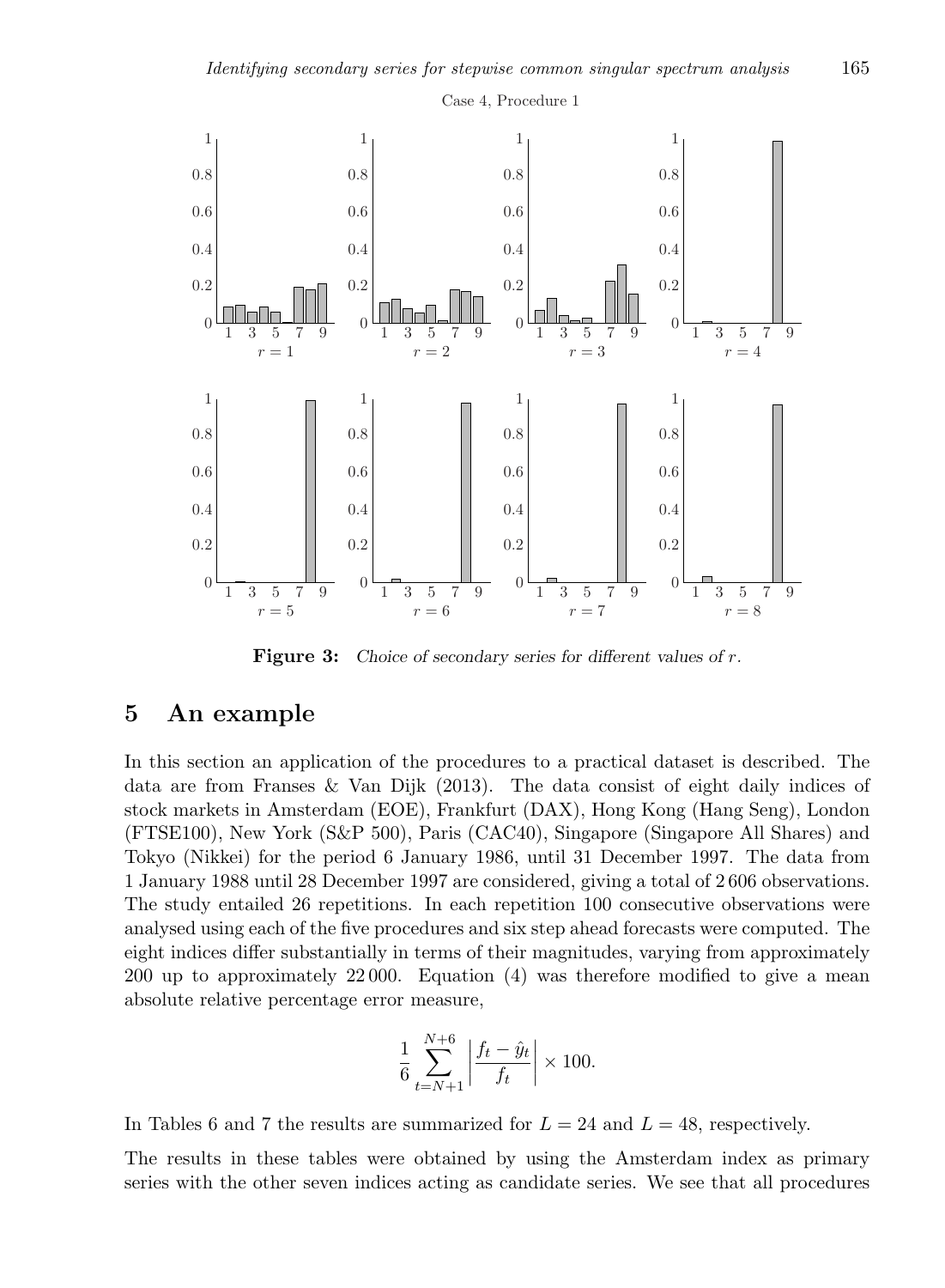Case 4, Procedure 1

**Figure 3:** *Choice of secondary series for different values of r.*

## 5 An example

In this section an application of the procedures to a practical dataset is described. The data are from Franses & Van Dijk (2013). The data consist of eight daily indices of stock markets in Amsterdam (EOE), Frankfurt (DAX), Hong Kong (Hang Seng), London (FTSE100), New York (S&P 500), Paris (CAC40), Singapore (Singapore All Shares) and Tokyo (Nikkei) for the period 6 January 1986, until 31 December 1997. The data from 1 January 1988 until 28 December 1997 are considered, giving a total of 2 606 observations. The study entailed 26 repetitions. In each repetition 100 consecutive observations were analysed using each of the five procedures and six step ahead forecasts were computed. The eight indices differ substantially in terms of their magnitudes, varying from approximately 200 up to approximately 22 000. Equation (4) was therefore modified to give a mean absolute relative percentage error measure,

$$\frac{1}{6}\sum_{t=N+1}^{N+6}\left|\frac{f_t - \hat{y}_t}{f_t}\right| \times 100.$$

In Tables 6 and 7 the results are summarized for $L = 24$ and $L = 48$, respectively.

The results in these tables were obtained by using the Amsterdam index as primary series with the other seven indices acting as candidate series. We see that all procedures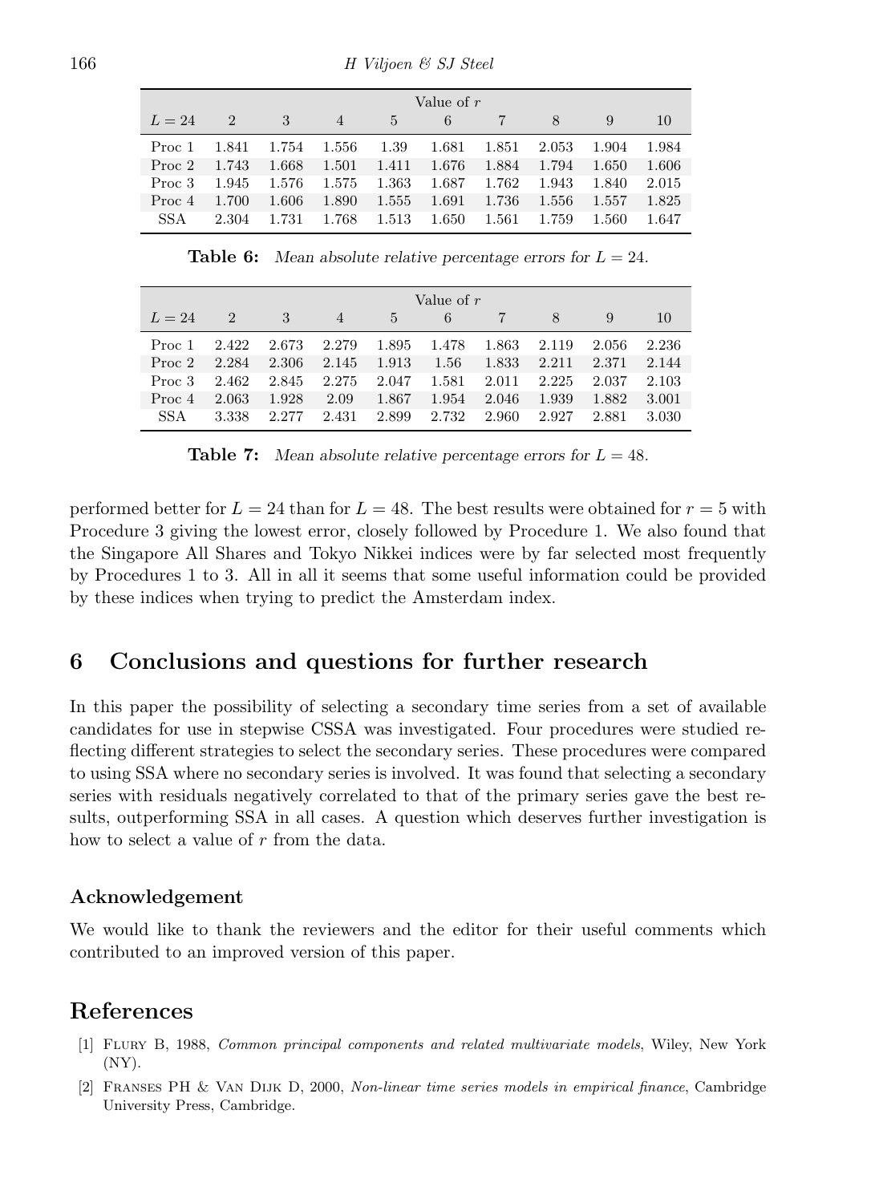| | Value of $r$ | | | | | | | | |
|---|---|---|---|---|---|---|---|---|---|
| $L = 24$ | 2 | 3 | 4 | 5 | 6 | 7 | 8 | 9 | 10 |
| Proc 1 | 1.841 | 1.754 | 1.556 | 1.39 | 1.681 | 1.851 | 2.053 | 1.904 | 1.984 |
| Proc 2 | 1.743 | 1.668 | 1.501 | 1.411 | 1.676 | 1.884 | 1.794 | 1.650 | 1.606 |
| Proc 3 | 1.945 | 1.576 | 1.575 | 1.363 | 1.687 | 1.762 | 1.943 | 1.840 | 2.015 |
| Proc 4 | 1.700 | 1.606 | 1.890 | 1.555 | 1.691 | 1.736 | 1.556 | 1.557 | 1.825 |
| SSA | 2.304 | 1.731 | 1.768 | 1.513 | 1.650 | 1.561 | 1.759 | 1.560 | 1.647 |

**Table 6:** *Mean absolute relative percentage errors for $L = 24$.*

| | Value of $r$ | | | | | | | | |
|---|---|---|---|---|---|---|---|---|---|
| $L = 24$ | 2 | 3 | 4 | 5 | 6 | 7 | 8 | 9 | 10 |
| Proc 1 | 2.422 | 2.673 | 2.279 | 1.895 | 1.478 | 1.863 | 2.119 | 2.056 | 2.236 |
| Proc 2 | 2.284 | 2.306 | 2.145 | 1.913 | 1.56 | 1.833 | 2.211 | 2.371 | 2.144 |
| Proc 3 | 2.462 | 2.845 | 2.275 | 2.047 | 1.581 | 2.011 | 2.225 | 2.037 | 2.103 |
| Proc 4 | 2.063 | 1.928 | 2.09 | 1.867 | 1.954 | 2.046 | 1.939 | 1.882 | 3.001 |
| SSA | 3.338 | 2.277 | 2.431 | 2.899 | 2.732 | 2.960 | 2.927 | 2.881 | 3.030 |

**Table 7:** *Mean absolute relative percentage errors for $L = 48$.*

performed better for $L = 24$ than for $L = 48$. The best results were obtained for $r = 5$ with Procedure 3 giving the lowest error, closely followed by Procedure 1. We also found that the Singapore All Shares and Tokyo Nikkei indices were by far selected most frequently by Procedures 1 to 3. All in all it seems that some useful information could be provided by these indices when trying to predict the Amsterdam index.

## 6 Conclusions and questions for further research

In this paper the possibility of selecting a secondary time series from a set of available candidates for use in stepwise CSSA was investigated. Four procedures were studied reflecting different strategies to select the secondary series. These procedures were compared to using SSA where no secondary series is involved. It was found that selecting a secondary series with residuals negatively correlated to that of the primary series gave the best results, outperforming SSA in all cases. A question which deserves further investigation is how to select a value of $r$ from the data.

### Acknowledgement

We would like to thank the reviewers and the editor for their useful comments which contributed to an improved version of this paper.

## References

[1] Flury B, 1988, *Common principal components and related multivariate models*, Wiley, New York (NY).

[2] Franses PH & Van Dijk D, 2000, *Non-linear time series models in empirical finance*, Cambridge University Press, Cambridge.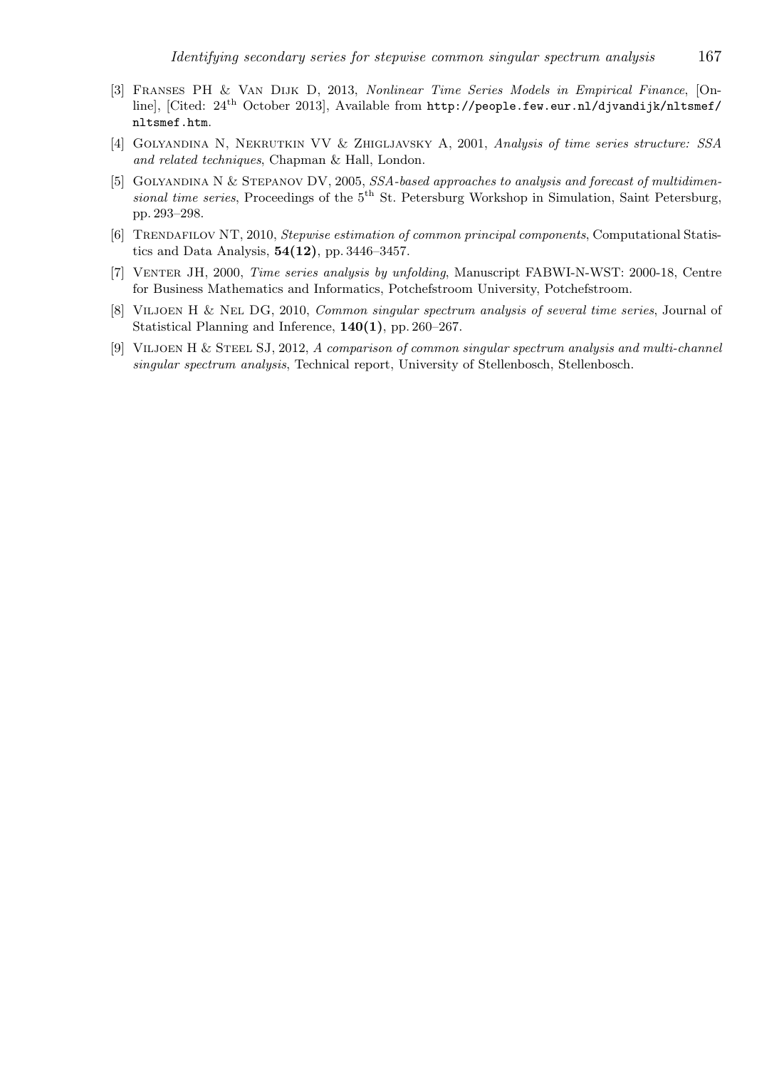[3] Franses PH & Van Dijk D, 2013, *Nonlinear Time Series Models in Empirical Finance*, [Online], [Cited: 24[th] October 2013], Available from `http://people.few.eur.nl/djvandijk/nltsmef/nltsmef.htm`.

[4] Golyandina N, Nekrutkin VV & Zhigljavsky A, 2001, *Analysis of time series structure: SSA and related techniques*, Chapman & Hall, London.

[5] Golyandina N & Stepanov DV, 2005, *SSA-based approaches to analysis and forecast of multidimensional time series*, Proceedings of the 5[th] St. Petersburg Workshop in Simulation, Saint Petersburg, pp. 293–298.

[6] Trendafilov NT, 2010, *Stepwise estimation of common principal components*, Computational Statistics and Data Analysis, **54(12)**, pp. 3446–3457.

[7] Venter JH, 2000, *Time series analysis by unfolding*, Manuscript FABWI-N-WST: 2000-18, Centre for Business Mathematics and Informatics, Potchefstroom University, Potchefstroom.

[8] Viljoen H & Nel DG, 2010, *Common singular spectrum analysis of several time series*, Journal of Statistical Planning and Inference, **140(1)**, pp. 260–267.

[9] Viljoen H & Steel SJ, 2012, *A comparison of common singular spectrum analysis and multi-channel singular spectrum analysis*, Technical report, University of Stellenbosch, Stellenbosch.